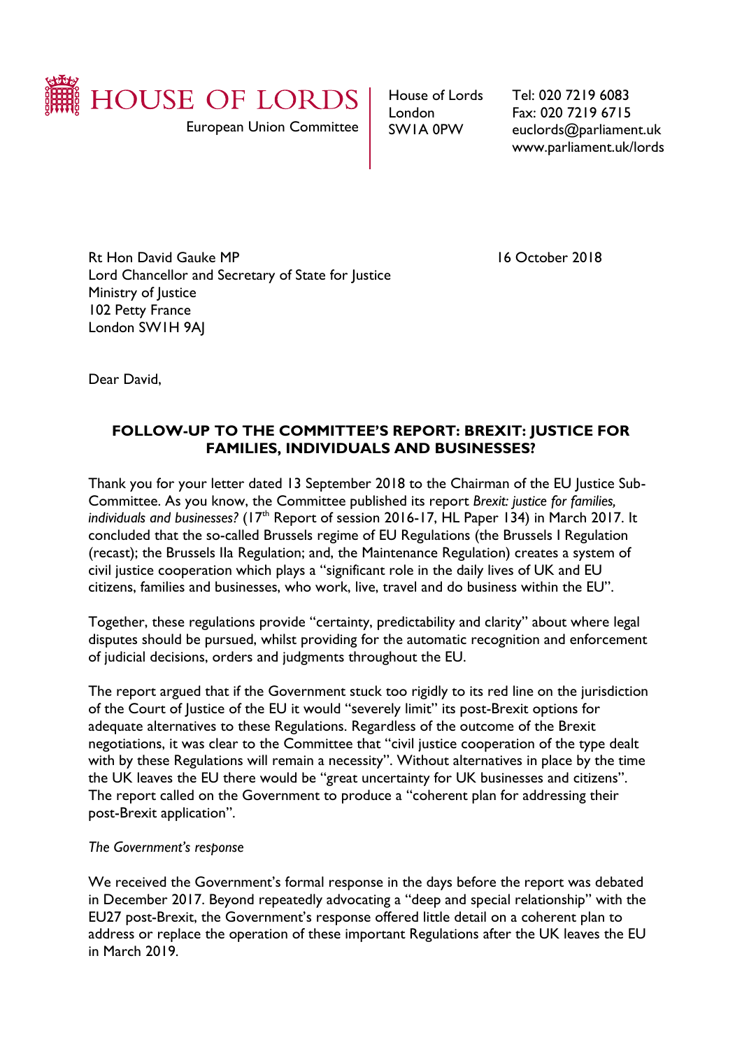HOUSE OF LORDS

European Union Committee

House of Lords
London
SW1A 0PW

Tel: 020 7219 6083
Fax: 020 7219 6715
euclords@parliament.uk
www.parliament.uk/lords

Rt Hon David Gauke MP
Lord Chancellor and Secretary of State for Justice
Ministry of Justice
102 Petty France
London SW1H 9AJ

16 October 2018

Dear David,

**FOLLOW-UP TO THE COMMITTEE'S REPORT: BREXIT: JUSTICE FOR FAMILIES, INDIVIDUALS AND BUSINESSES?**

Thank you for your letter dated 13 September 2018 to the Chairman of the EU Justice Sub-Committee. As you know, the Committee published its report *Brexit: justice for families, individuals and businesses?* (17th Report of session 2016-17, HL Paper 134) in March 2017. It concluded that the so-called Brussels regime of EU Regulations (the Brussels I Regulation (recast); the Brussels IIa Regulation; and, the Maintenance Regulation) creates a system of civil justice cooperation which plays a "significant role in the daily lives of UK and EU citizens, families and businesses, who work, live, travel and do business within the EU".

Together, these regulations provide "certainty, predictability and clarity" about where legal disputes should be pursued, whilst providing for the automatic recognition and enforcement of judicial decisions, orders and judgments throughout the EU.

The report argued that if the Government stuck too rigidly to its red line on the jurisdiction of the Court of Justice of the EU it would "severely limit" its post-Brexit options for adequate alternatives to these Regulations. Regardless of the outcome of the Brexit negotiations, it was clear to the Committee that "civil justice cooperation of the type dealt with by these Regulations will remain a necessity". Without alternatives in place by the time the UK leaves the EU there would be "great uncertainty for UK businesses and citizens". The report called on the Government to produce a "coherent plan for addressing their post-Brexit application".

*The Government's response*

We received the Government's formal response in the days before the report was debated in December 2017. Beyond repeatedly advocating a "deep and special relationship" with the EU27 post-Brexit, the Government's response offered little detail on a coherent plan to address or replace the operation of these important Regulations after the UK leaves the EU in March 2019.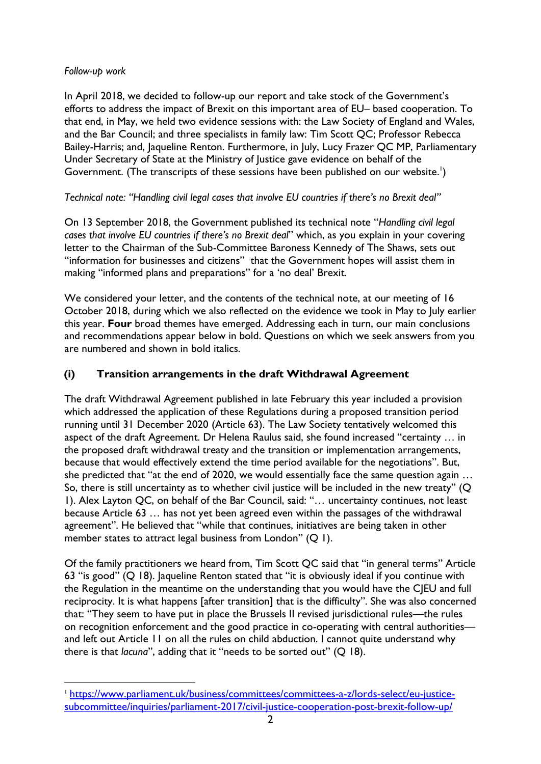*Follow-up work*

In April 2018, we decided to follow-up our report and take stock of the Government's efforts to address the impact of Brexit on this important area of EU– based cooperation. To that end, in May, we held two evidence sessions with: the Law Society of England and Wales, and the Bar Council; and three specialists in family law: Tim Scott QC; Professor Rebecca Bailey-Harris; and, Jaqueline Renton. Furthermore, in July, Lucy Frazer QC MP, Parliamentary Under Secretary of State at the Ministry of Justice gave evidence on behalf of the Government. (The transcripts of these sessions have been published on our website.[1])

*Technical note: "Handling civil legal cases that involve EU countries if there's no Brexit deal"*

On 13 September 2018, the Government published its technical note "*Handling civil legal cases that involve EU countries if there's no Brexit deal*" which, as you explain in your covering letter to the Chairman of the Sub-Committee Baroness Kennedy of The Shaws, sets out "information for businesses and citizens" that the Government hopes will assist them in making "informed plans and preparations" for a 'no deal' Brexit.

We considered your letter, and the contents of the technical note, at our meeting of 16 October 2018, during which we also reflected on the evidence we took in May to July earlier this year. **Four** broad themes have emerged. Addressing each in turn, our main conclusions and recommendations appear below in bold. Questions on which we seek answers from you are numbered and shown in bold italics.

### (i) Transition arrangements in the draft Withdrawal Agreement

The draft Withdrawal Agreement published in late February this year included a provision which addressed the application of these Regulations during a proposed transition period running until 31 December 2020 (Article 63). The Law Society tentatively welcomed this aspect of the draft Agreement. Dr Helena Raulus said, she found increased "certainty … in the proposed draft withdrawal treaty and the transition or implementation arrangements, because that would effectively extend the time period available for the negotiations". But, she predicted that "at the end of 2020, we would essentially face the same question again … So, there is still uncertainty as to whether civil justice will be included in the new treaty" (Q 1). Alex Layton QC, on behalf of the Bar Council, said: "… uncertainty continues, not least because Article 63 … has not yet been agreed even within the passages of the withdrawal agreement". He believed that "while that continues, initiatives are being taken in other member states to attract legal business from London" (Q 1).

Of the family practitioners we heard from, Tim Scott QC said that "in general terms" Article 63 "is good" (Q 18). Jaqueline Renton stated that "it is obviously ideal if you continue with the Regulation in the meantime on the understanding that you would have the CJEU and full reciprocity. It is what happens [after transition] that is the difficulty". She was also concerned that: "They seem to have put in place the Brussels II revised jurisdictional rules—the rules on recognition enforcement and the good practice in co-operating with central authorities—and left out Article 11 on all the rules on child abduction. I cannot quite understand why there is that *lacuna*", adding that it "needs to be sorted out" (Q 18).

---

[1] https://www.parliament.uk/business/committees/committees-a-z/lords-select/eu-justice-subcommittee/inquiries/parliament-2017/civil-justice-cooperation-post-brexit-follow-up/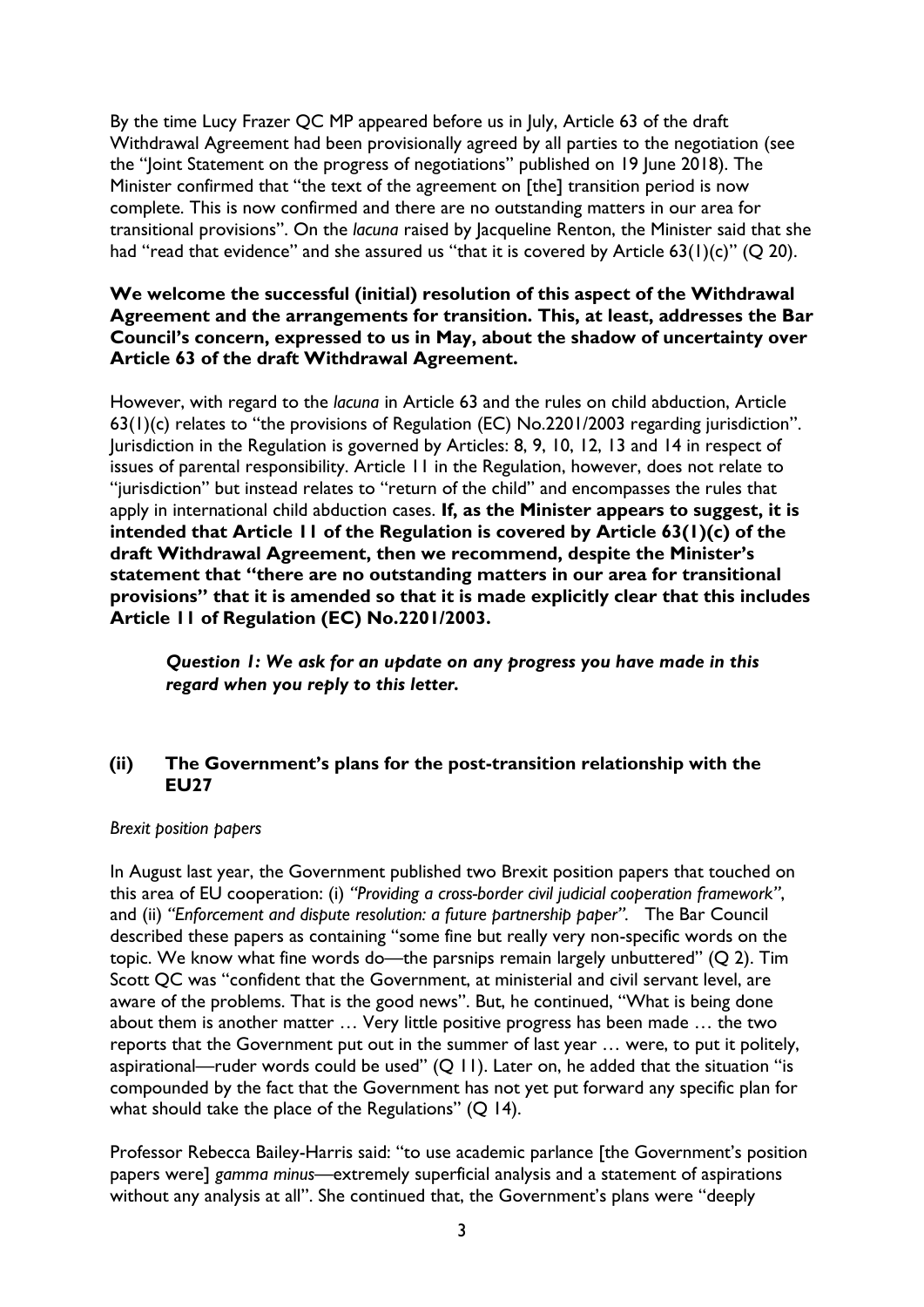By the time Lucy Frazer QC MP appeared before us in July, Article 63 of the draft Withdrawal Agreement had been provisionally agreed by all parties to the negotiation (see the "Joint Statement on the progress of negotiations" published on 19 June 2018). The Minister confirmed that "the text of the agreement on [the] transition period is now complete. This is now confirmed and there are no outstanding matters in our area for transitional provisions". On the *lacuna* raised by Jacqueline Renton, the Minister said that she had "read that evidence" and she assured us "that it is covered by Article 63(1)(c)" (Q 20).

**We welcome the successful (initial) resolution of this aspect of the Withdrawal Agreement and the arrangements for transition. This, at least, addresses the Bar Council's concern, expressed to us in May, about the shadow of uncertainty over Article 63 of the draft Withdrawal Agreement.**

However, with regard to the *lacuna* in Article 63 and the rules on child abduction, Article 63(1)(c) relates to "the provisions of Regulation (EC) No.2201/2003 regarding jurisdiction". Jurisdiction in the Regulation is governed by Articles: 8, 9, 10, 12, 13 and 14 in respect of issues of parental responsibility. Article 11 in the Regulation, however, does not relate to "jurisdiction" but instead relates to "return of the child" and encompasses the rules that apply in international child abduction cases. **If, as the Minister appears to suggest, it is intended that Article 11 of the Regulation is covered by Article 63(1)(c) of the draft Withdrawal Agreement, then we recommend, despite the Minister's statement that "there are no outstanding matters in our area for transitional provisions" that it is amended so that it is made explicitly clear that this includes Article 11 of Regulation (EC) No.2201/2003.**

> ***Question 1: We ask for an update on any progress you have made in this regard when you reply to this letter.***

## (ii) The Government's plans for the post-transition relationship with the EU27

*Brexit position papers*

In August last year, the Government published two Brexit position papers that touched on this area of EU cooperation: (i) *"Providing a cross-border civil judicial cooperation framework"*, and (ii) *"Enforcement and dispute resolution: a future partnership paper"*. The Bar Council described these papers as containing "some fine but really very non-specific words on the topic. We know what fine words do—the parsnips remain largely unbuttered" (Q 2). Tim Scott QC was "confident that the Government, at ministerial and civil servant level, are aware of the problems. That is the good news". But, he continued, "What is being done about them is another matter … Very little positive progress has been made … the two reports that the Government put out in the summer of last year … were, to put it politely, aspirational—ruder words could be used" (Q 11). Later on, he added that the situation "is compounded by the fact that the Government has not yet put forward any specific plan for what should take the place of the Regulations" (Q 14).

Professor Rebecca Bailey-Harris said: "to use academic parlance [the Government's position papers were] *gamma minus*—extremely superficial analysis and a statement of aspirations without any analysis at all". She continued that, the Government's plans were "deeply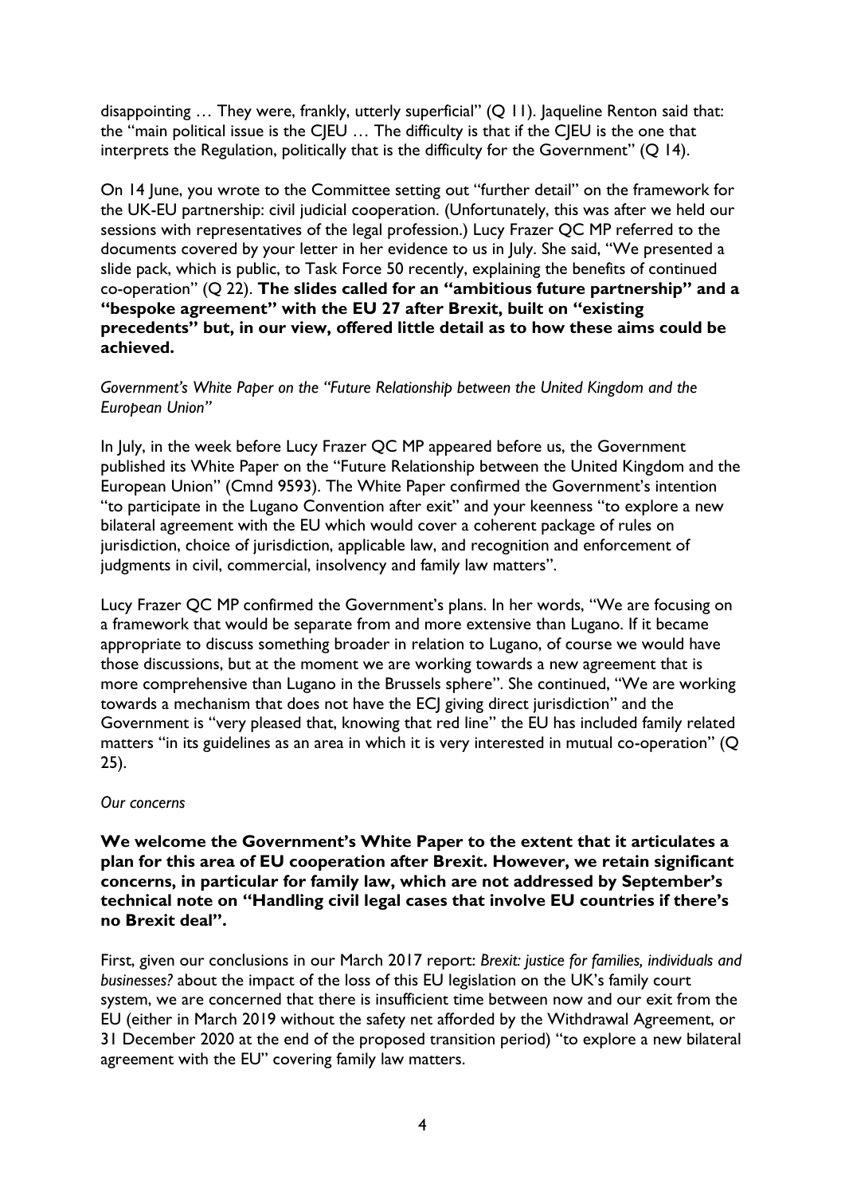disappointing … They were, frankly, utterly superficial" (Q 11). Jaqueline Renton said that: the "main political issue is the CJEU … The difficulty is that if the CJEU is the one that interprets the Regulation, politically that is the difficulty for the Government" (Q 14).

On 14 June, you wrote to the Committee setting out "further detail" on the framework for the UK-EU partnership: civil judicial cooperation. (Unfortunately, this was after we held our sessions with representatives of the legal profession.) Lucy Frazer QC MP referred to the documents covered by your letter in her evidence to us in July. She said, "We presented a slide pack, which is public, to Task Force 50 recently, explaining the benefits of continued co-operation" (Q 22). **The slides called for an "ambitious future partnership" and a "bespoke agreement" with the EU 27 after Brexit, built on "existing precedents" but, in our view, offered little detail as to how these aims could be achieved.**

*Government's White Paper on the "Future Relationship between the United Kingdom and the European Union"*

In July, in the week before Lucy Frazer QC MP appeared before us, the Government published its White Paper on the "Future Relationship between the United Kingdom and the European Union" (Cmnd 9593). The White Paper confirmed the Government's intention "to participate in the Lugano Convention after exit" and your keenness "to explore a new bilateral agreement with the EU which would cover a coherent package of rules on jurisdiction, choice of jurisdiction, applicable law, and recognition and enforcement of judgments in civil, commercial, insolvency and family law matters".

Lucy Frazer QC MP confirmed the Government's plans. In her words, "We are focusing on a framework that would be separate from and more extensive than Lugano. If it became appropriate to discuss something broader in relation to Lugano, of course we would have those discussions, but at the moment we are working towards a new agreement that is more comprehensive than Lugano in the Brussels sphere". She continued, "We are working towards a mechanism that does not have the ECJ giving direct jurisdiction" and the Government is "very pleased that, knowing that red line" the EU has included family related matters "in its guidelines as an area in which it is very interested in mutual co-operation" (Q 25).

*Our concerns*

**We welcome the Government's White Paper to the extent that it articulates a plan for this area of EU cooperation after Brexit. However, we retain significant concerns, in particular for family law, which are not addressed by September's technical note on "Handling civil legal cases that involve EU countries if there's no Brexit deal".**

First, given our conclusions in our March 2017 report: *Brexit: justice for families, individuals and businesses?* about the impact of the loss of this EU legislation on the UK's family court system, we are concerned that there is insufficient time between now and our exit from the EU (either in March 2019 without the safety net afforded by the Withdrawal Agreement, or 31 December 2020 at the end of the proposed transition period) "to explore a new bilateral agreement with the EU" covering family law matters.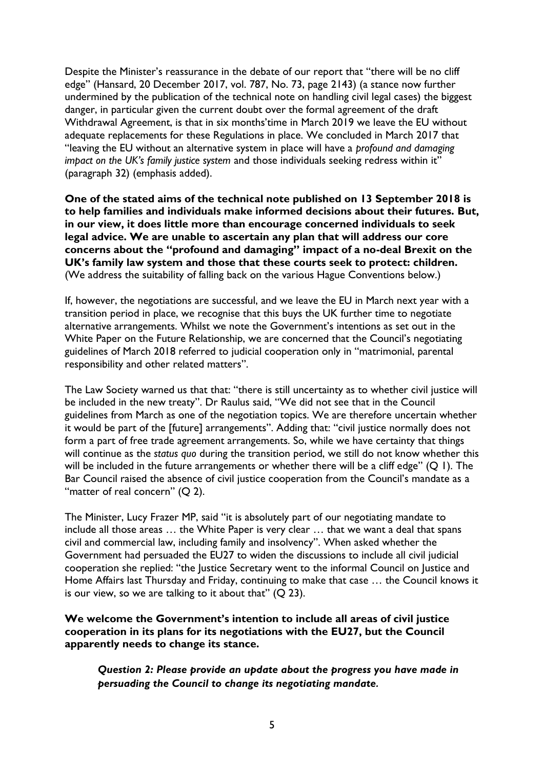Despite the Minister's reassurance in the debate of our report that "there will be no cliff edge" (Hansard, 20 December 2017, vol. 787, No. 73, page 2143) (a stance now further undermined by the publication of the technical note on handling civil legal cases) the biggest danger, in particular given the current doubt over the formal agreement of the draft Withdrawal Agreement, is that in six months'time in March 2019 we leave the EU without adequate replacements for these Regulations in place. We concluded in March 2017 that "leaving the EU without an alternative system in place will have a *profound and damaging impact on the UK's family justice system* and those individuals seeking redress within it" (paragraph 32) (emphasis added).

**One of the stated aims of the technical note published on 13 September 2018 is to help families and individuals make informed decisions about their futures. But, in our view, it does little more than encourage concerned individuals to seek legal advice. We are unable to ascertain any plan that will address our core concerns about the "profound and damaging" impact of a no-deal Brexit on the UK's family law system and those that these courts seek to protect: children.** (We address the suitability of falling back on the various Hague Conventions below.)

If, however, the negotiations are successful, and we leave the EU in March next year with a transition period in place, we recognise that this buys the UK further time to negotiate alternative arrangements. Whilst we note the Government's intentions as set out in the White Paper on the Future Relationship, we are concerned that the Council's negotiating guidelines of March 2018 referred to judicial cooperation only in "matrimonial, parental responsibility and other related matters".

The Law Society warned us that that: "there is still uncertainty as to whether civil justice will be included in the new treaty". Dr Raulus said, "We did not see that in the Council guidelines from March as one of the negotiation topics. We are therefore uncertain whether it would be part of the [future] arrangements". Adding that: "civil justice normally does not form a part of free trade agreement arrangements. So, while we have certainty that things will continue as the *status quo* during the transition period, we still do not know whether this will be included in the future arrangements or whether there will be a cliff edge" (Q 1). The Bar Council raised the absence of civil justice cooperation from the Council's mandate as a "matter of real concern" (Q 2).

The Minister, Lucy Frazer MP, said "it is absolutely part of our negotiating mandate to include all those areas … the White Paper is very clear … that we want a deal that spans civil and commercial law, including family and insolvency". When asked whether the Government had persuaded the EU27 to widen the discussions to include all civil judicial cooperation she replied: "the Justice Secretary went to the informal Council on Justice and Home Affairs last Thursday and Friday, continuing to make that case … the Council knows it is our view, so we are talking to it about that" (Q 23).

**We welcome the Government's intention to include all areas of civil justice cooperation in its plans for its negotiations with the EU27, but the Council apparently needs to change its stance.**

> ***Question 2: Please provide an update about the progress you have made in persuading the Council to change its negotiating mandate.***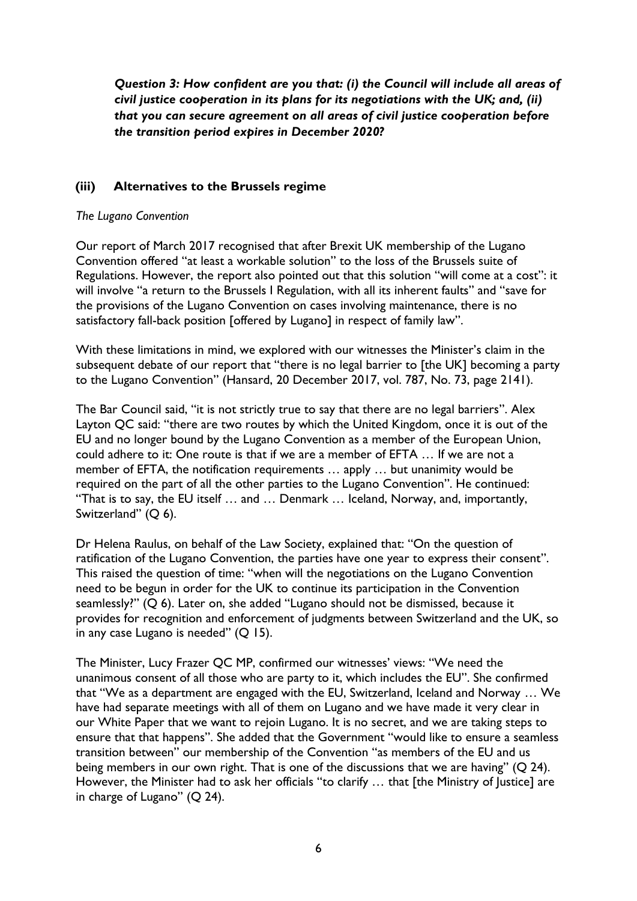***Question 3: How confident are you that: (i) the Council will include all areas of civil justice cooperation in its plans for its negotiations with the UK; and, (ii) that you can secure agreement on all areas of civil justice cooperation before the transition period expires in December 2020?***

### (iii) Alternatives to the Brussels regime

*The Lugano Convention*

Our report of March 2017 recognised that after Brexit UK membership of the Lugano Convention offered "at least a workable solution" to the loss of the Brussels suite of Regulations. However, the report also pointed out that this solution "will come at a cost": it will involve "a return to the Brussels I Regulation, with all its inherent faults" and "save for the provisions of the Lugano Convention on cases involving maintenance, there is no satisfactory fall-back position [offered by Lugano] in respect of family law".

With these limitations in mind, we explored with our witnesses the Minister's claim in the subsequent debate of our report that "there is no legal barrier to [the UK] becoming a party to the Lugano Convention" (Hansard, 20 December 2017, vol. 787, No. 73, page 2141).

The Bar Council said, "it is not strictly true to say that there are no legal barriers". Alex Layton QC said: "there are two routes by which the United Kingdom, once it is out of the EU and no longer bound by the Lugano Convention as a member of the European Union, could adhere to it: One route is that if we are a member of EFTA … If we are not a member of EFTA, the notification requirements … apply … but unanimity would be required on the part of all the other parties to the Lugano Convention". He continued: "That is to say, the EU itself … and … Denmark … Iceland, Norway, and, importantly, Switzerland" (Q 6).

Dr Helena Raulus, on behalf of the Law Society, explained that: "On the question of ratification of the Lugano Convention, the parties have one year to express their consent". This raised the question of time: "when will the negotiations on the Lugano Convention need to be begun in order for the UK to continue its participation in the Convention seamlessly?" (Q 6). Later on, she added "Lugano should not be dismissed, because it provides for recognition and enforcement of judgments between Switzerland and the UK, so in any case Lugano is needed" (Q 15).

The Minister, Lucy Frazer QC MP, confirmed our witnesses' views: "We need the unanimous consent of all those who are party to it, which includes the EU". She confirmed that "We as a department are engaged with the EU, Switzerland, Iceland and Norway … We have had separate meetings with all of them on Lugano and we have made it very clear in our White Paper that we want to rejoin Lugano. It is no secret, and we are taking steps to ensure that that happens". She added that the Government "would like to ensure a seamless transition between" our membership of the Convention "as members of the EU and us being members in our own right. That is one of the discussions that we are having" (Q 24). However, the Minister had to ask her officials "to clarify … that [the Ministry of Justice] are in charge of Lugano" (Q 24).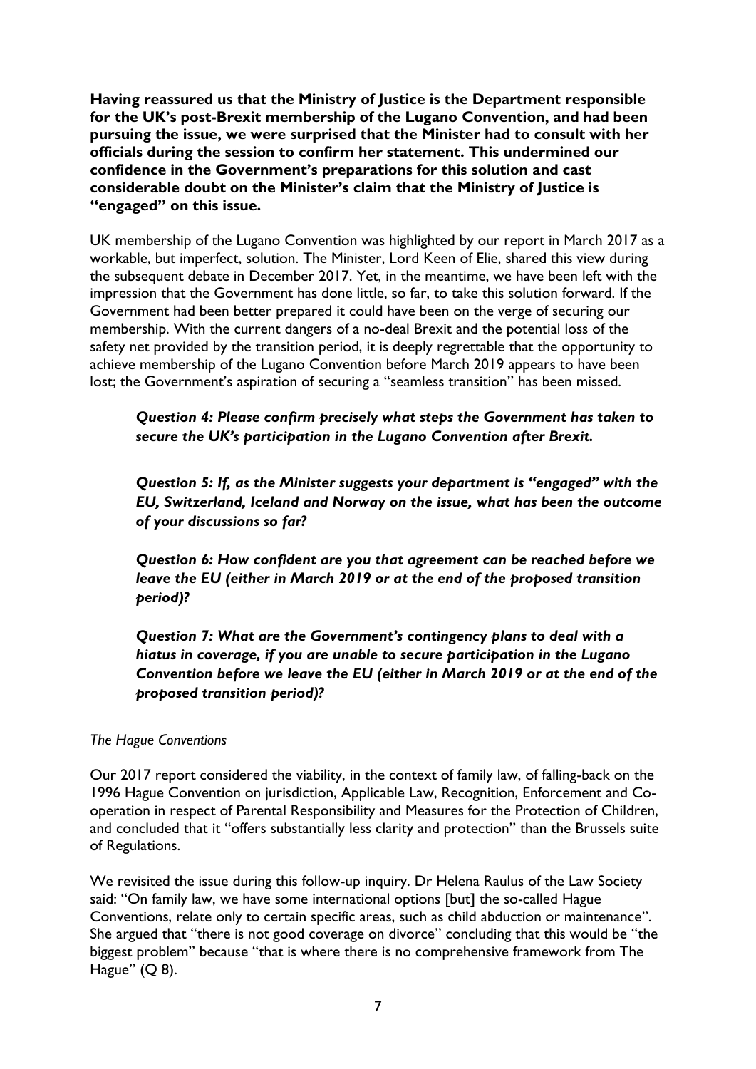**Having reassured us that the Ministry of Justice is the Department responsible for the UK's post-Brexit membership of the Lugano Convention, and had been pursuing the issue, we were surprised that the Minister had to consult with her officials during the session to confirm her statement. This undermined our confidence in the Government's preparations for this solution and cast considerable doubt on the Minister's claim that the Ministry of Justice is "engaged" on this issue.**

UK membership of the Lugano Convention was highlighted by our report in March 2017 as a workable, but imperfect, solution. The Minister, Lord Keen of Elie, shared this view during the subsequent debate in December 2017. Yet, in the meantime, we have been left with the impression that the Government has done little, so far, to take this solution forward. If the Government had been better prepared it could have been on the verge of securing our membership. With the current dangers of a no-deal Brexit and the potential loss of the safety net provided by the transition period, it is deeply regrettable that the opportunity to achieve membership of the Lugano Convention before March 2019 appears to have been lost; the Government's aspiration of securing a "seamless transition" has been missed.

> ***Question 4: Please confirm precisely what steps the Government has taken to secure the UK's participation in the Lugano Convention after Brexit.***
>
> ***Question 5: If, as the Minister suggests your department is "engaged" with the EU, Switzerland, Iceland and Norway on the issue, what has been the outcome of your discussions so far?***
>
> ***Question 6: How confident are you that agreement can be reached before we leave the EU (either in March 2019 or at the end of the proposed transition period)?***
>
> ***Question 7: What are the Government's contingency plans to deal with a hiatus in coverage, if you are unable to secure participation in the Lugano Convention before we leave the EU (either in March 2019 or at the end of the proposed transition period)?***

*The Hague Conventions*

Our 2017 report considered the viability, in the context of family law, of falling-back on the 1996 Hague Convention on jurisdiction, Applicable Law, Recognition, Enforcement and Co-operation in respect of Parental Responsibility and Measures for the Protection of Children, and concluded that it "offers substantially less clarity and protection" than the Brussels suite of Regulations.

We revisited the issue during this follow-up inquiry. Dr Helena Raulus of the Law Society said: "On family law, we have some international options [but] the so-called Hague Conventions, relate only to certain specific areas, such as child abduction or maintenance". She argued that "there is not good coverage on divorce" concluding that this would be "the biggest problem" because "that is where there is no comprehensive framework from The Hague" (Q 8).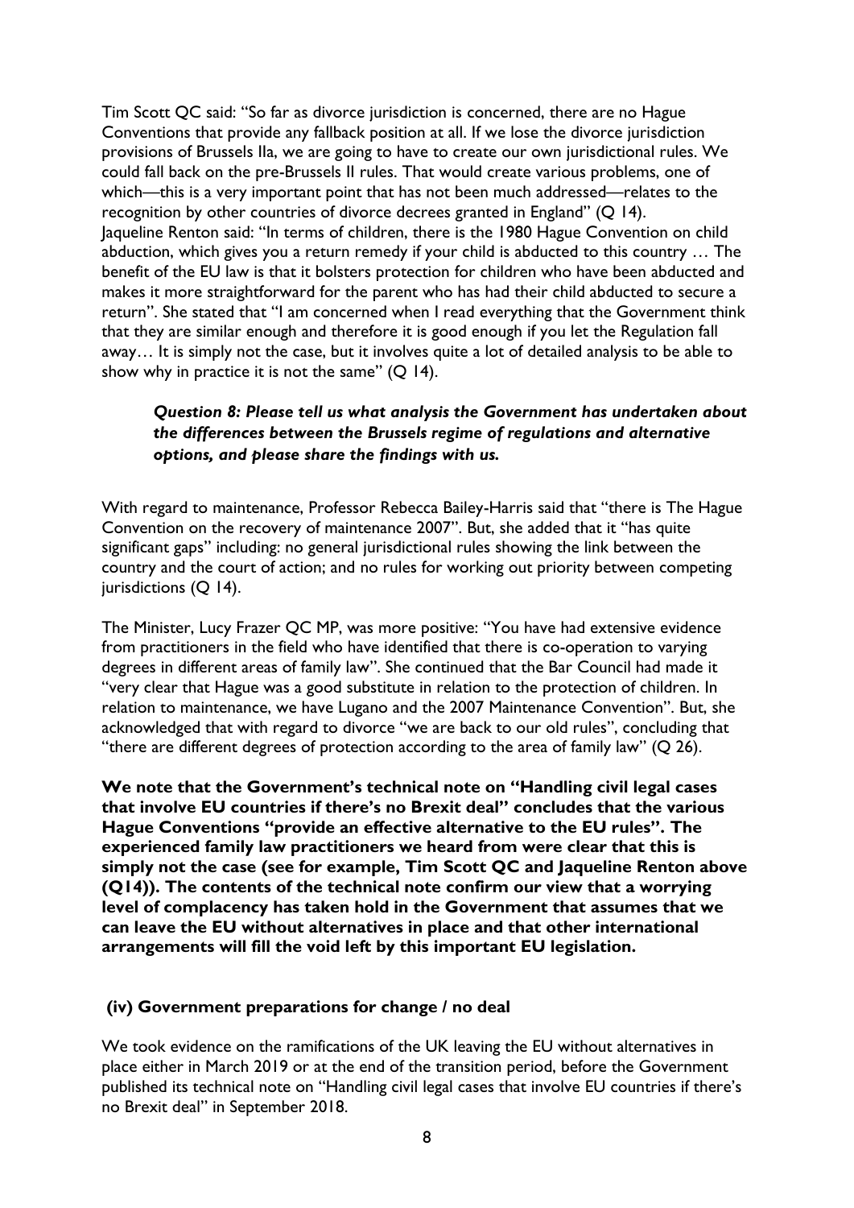Tim Scott QC said: "So far as divorce jurisdiction is concerned, there are no Hague Conventions that provide any fallback position at all. If we lose the divorce jurisdiction provisions of Brussels IIa, we are going to have to create our own jurisdictional rules. We could fall back on the pre-Brussels II rules. That would create various problems, one of which—this is a very important point that has not been much addressed—relates to the recognition by other countries of divorce decrees granted in England" (Q 14).

Jaqueline Renton said: "In terms of children, there is the 1980 Hague Convention on child abduction, which gives you a return remedy if your child is abducted to this country … The benefit of the EU law is that it bolsters protection for children who have been abducted and makes it more straightforward for the parent who has had their child abducted to secure a return". She stated that "I am concerned when I read everything that the Government think that they are similar enough and therefore it is good enough if you let the Regulation fall away… It is simply not the case, but it involves quite a lot of detailed analysis to be able to show why in practice it is not the same" (Q 14).

> ***Question 8: Please tell us what analysis the Government has undertaken about the differences between the Brussels regime of regulations and alternative options, and please share the findings with us.***

With regard to maintenance, Professor Rebecca Bailey-Harris said that "there is The Hague Convention on the recovery of maintenance 2007". But, she added that it "has quite significant gaps" including: no general jurisdictional rules showing the link between the country and the court of action; and no rules for working out priority between competing jurisdictions (Q 14).

The Minister, Lucy Frazer QC MP, was more positive: "You have had extensive evidence from practitioners in the field who have identified that there is co-operation to varying degrees in different areas of family law". She continued that the Bar Council had made it "very clear that Hague was a good substitute in relation to the protection of children. In relation to maintenance, we have Lugano and the 2007 Maintenance Convention". But, she acknowledged that with regard to divorce "we are back to our old rules", concluding that "there are different degrees of protection according to the area of family law" (Q 26).

**We note that the Government's technical note on "Handling civil legal cases that involve EU countries if there's no Brexit deal" concludes that the various Hague Conventions "provide an effective alternative to the EU rules". The experienced family law practitioners we heard from were clear that this is simply not the case (see for example, Tim Scott QC and Jaqueline Renton above (Q14)). The contents of the technical note confirm our view that a worrying level of complacency has taken hold in the Government that assumes that we can leave the EU without alternatives in place and that other international arrangements will fill the void left by this important EU legislation.**

### (iv) Government preparations for change / no deal

We took evidence on the ramifications of the UK leaving the EU without alternatives in place either in March 2019 or at the end of the transition period, before the Government published its technical note on "Handling civil legal cases that involve EU countries if there's no Brexit deal" in September 2018.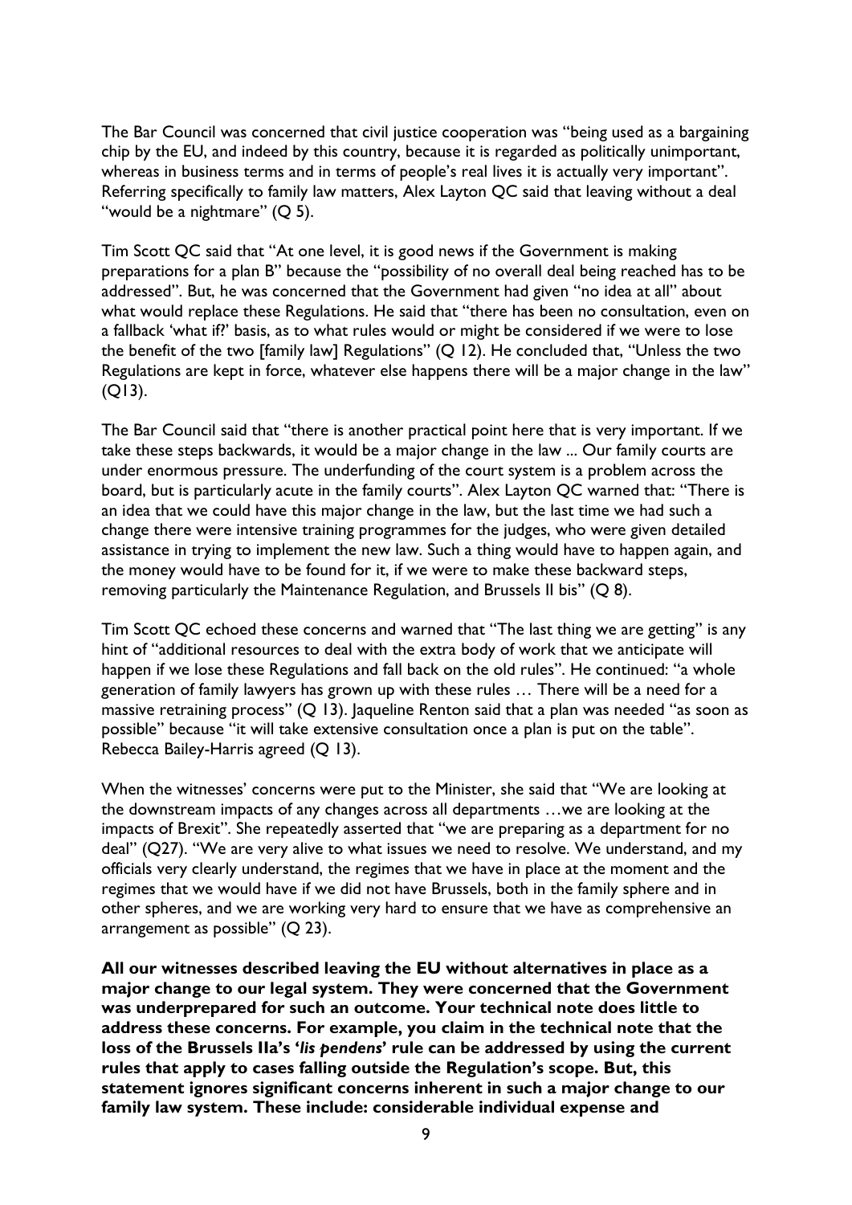The Bar Council was concerned that civil justice cooperation was "being used as a bargaining chip by the EU, and indeed by this country, because it is regarded as politically unimportant, whereas in business terms and in terms of people's real lives it is actually very important". Referring specifically to family law matters, Alex Layton QC said that leaving without a deal "would be a nightmare" (Q 5).

Tim Scott QC said that "At one level, it is good news if the Government is making preparations for a plan B" because the "possibility of no overall deal being reached has to be addressed". But, he was concerned that the Government had given "no idea at all" about what would replace these Regulations. He said that "there has been no consultation, even on a fallback 'what if?' basis, as to what rules would or might be considered if we were to lose the benefit of the two [family law] Regulations" (Q 12). He concluded that, "Unless the two Regulations are kept in force, whatever else happens there will be a major change in the law" (Q13).

The Bar Council said that "there is another practical point here that is very important. If we take these steps backwards, it would be a major change in the law ... Our family courts are under enormous pressure. The underfunding of the court system is a problem across the board, but is particularly acute in the family courts". Alex Layton QC warned that: "There is an idea that we could have this major change in the law, but the last time we had such a change there were intensive training programmes for the judges, who were given detailed assistance in trying to implement the new law. Such a thing would have to happen again, and the money would have to be found for it, if we were to make these backward steps, removing particularly the Maintenance Regulation, and Brussels II bis" (Q 8).

Tim Scott QC echoed these concerns and warned that "The last thing we are getting" is any hint of "additional resources to deal with the extra body of work that we anticipate will happen if we lose these Regulations and fall back on the old rules". He continued: "a whole generation of family lawyers has grown up with these rules … There will be a need for a massive retraining process" (Q 13). Jaqueline Renton said that a plan was needed "as soon as possible" because "it will take extensive consultation once a plan is put on the table". Rebecca Bailey-Harris agreed (Q 13).

When the witnesses' concerns were put to the Minister, she said that "We are looking at the downstream impacts of any changes across all departments …we are looking at the impacts of Brexit". She repeatedly asserted that "we are preparing as a department for no deal" (Q27). "We are very alive to what issues we need to resolve. We understand, and my officials very clearly understand, the regimes that we have in place at the moment and the regimes that we would have if we did not have Brussels, both in the family sphere and in other spheres, and we are working very hard to ensure that we have as comprehensive an arrangement as possible" (Q 23).

**All our witnesses described leaving the EU without alternatives in place as a major change to our legal system. They were concerned that the Government was underprepared for such an outcome. Your technical note does little to address these concerns. For example, you claim in the technical note that the loss of the Brussels IIa's '*lis pendens*' rule can be addressed by using the current rules that apply to cases falling outside the Regulation's scope. But, this statement ignores significant concerns inherent in such a major change to our family law system. These include: considerable individual expense and**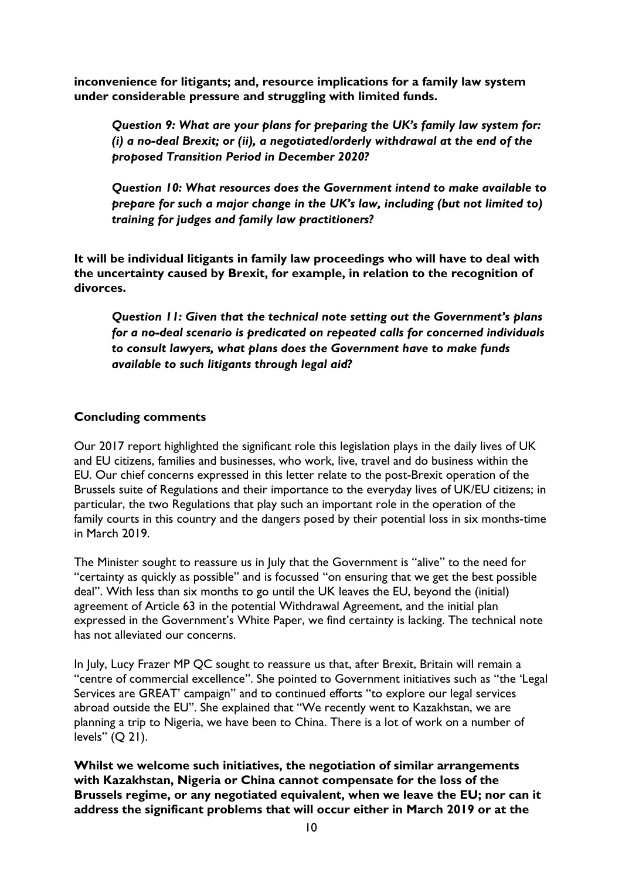**inconvenience for litigants; and, resource implications for a family law system under considerable pressure and struggling with limited funds.**

> ***Question 9: What are your plans for preparing the UK's family law system for: (i) a no-deal Brexit; or (ii), a negotiated/orderly withdrawal at the end of the proposed Transition Period in December 2020?***
>
> ***Question 10: What resources does the Government intend to make available to prepare for such a major change in the UK's law, including (but not limited to) training for judges and family law practitioners?***

**It will be individual litigants in family law proceedings who will have to deal with the uncertainty caused by Brexit, for example, in relation to the recognition of divorces.**

> ***Question 11: Given that the technical note setting out the Government's plans for a no-deal scenario is predicated on repeated calls for concerned individuals to consult lawyers, what plans does the Government have to make funds available to such litigants through legal aid?***

**Concluding comments**

Our 2017 report highlighted the significant role this legislation plays in the daily lives of UK and EU citizens, families and businesses, who work, live, travel and do business within the EU. Our chief concerns expressed in this letter relate to the post-Brexit operation of the Brussels suite of Regulations and their importance to the everyday lives of UK/EU citizens; in particular, the two Regulations that play such an important role in the operation of the family courts in this country and the dangers posed by their potential loss in six months-time in March 2019.

The Minister sought to reassure us in July that the Government is "alive" to the need for "certainty as quickly as possible" and is focussed "on ensuring that we get the best possible deal". With less than six months to go until the UK leaves the EU, beyond the (initial) agreement of Article 63 in the potential Withdrawal Agreement, and the initial plan expressed in the Government's White Paper, we find certainty is lacking. The technical note has not alleviated our concerns.

In July, Lucy Frazer MP QC sought to reassure us that, after Brexit, Britain will remain a "centre of commercial excellence". She pointed to Government initiatives such as "the 'Legal Services are GREAT' campaign" and to continued efforts "to explore our legal services abroad outside the EU". She explained that "We recently went to Kazakhstan, we are planning a trip to Nigeria, we have been to China. There is a lot of work on a number of levels" (Q 21).

**Whilst we welcome such initiatives, the negotiation of similar arrangements with Kazakhstan, Nigeria or China cannot compensate for the loss of the Brussels regime, or any negotiated equivalent, when we leave the EU; nor can it address the significant problems that will occur either in March 2019 or at the**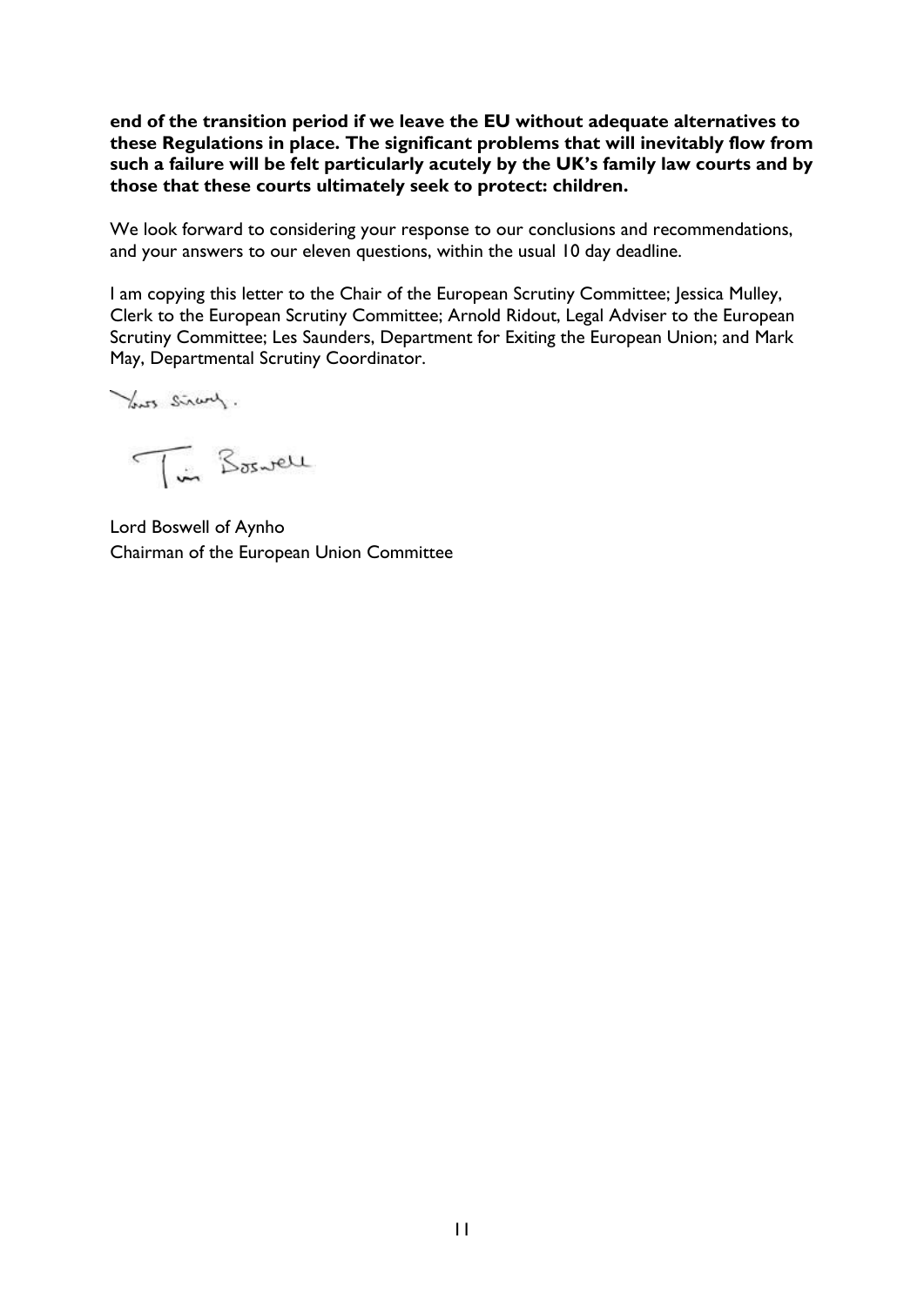**end of the transition period if we leave the EU without adequate alternatives to these Regulations in place. The significant problems that will inevitably flow from such a failure will be felt particularly acutely by the UK's family law courts and by those that these courts ultimately seek to protect: children.**

We look forward to considering your response to our conclusions and recommendations, and your answers to our eleven questions, within the usual 10 day deadline.

I am copying this letter to the Chair of the European Scrutiny Committee; Jessica Mulley, Clerk to the European Scrutiny Committee; Arnold Ridout, Legal Adviser to the European Scrutiny Committee; Les Saunders, Department for Exiting the European Union; and Mark May, Departmental Scrutiny Coordinator.

Yours sincerely.

Tim Boswell

Lord Boswell of Aynho
Chairman of the European Union Committee